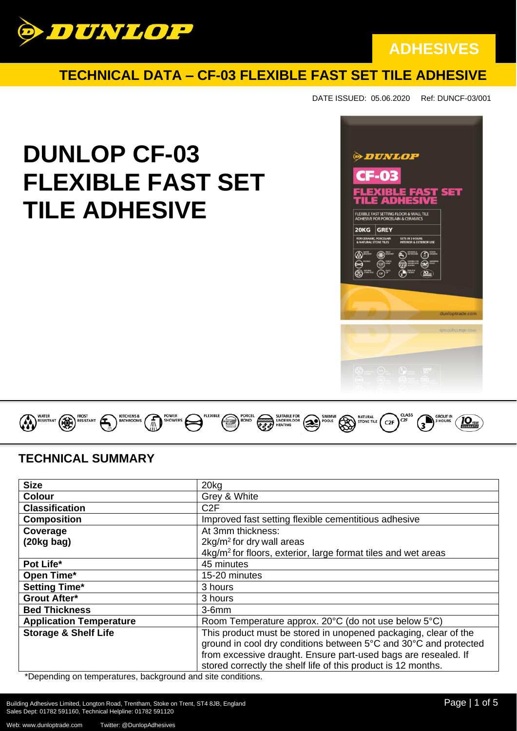**ADHESIVES**

## TECHNICAL DATA – CF-03 FLEXIBLE FAST SET TILE ADHESIVE

DATE ISSUED: 05.06.2020 Ref: DUNCF-03/001

# DUNLOP CF-03 FLEXIBLE FAST SET TILE ADHESIVE

WATER RESISTANT · FROST RESISTANT · KITCHENS & BATHROOMS · POWER SHOWERS · FLEXIBLE · PORCEL BOND · SUITABLE FOR UNDERFLOOR HEATING · SWIMMING POOLS · NATURAL STONE TILE · CLASS C2F · GROUT IN 3 HOURS · 10 YEAR GUARANTEE

## TECHNICAL SUMMARY

| | |
|---|---|
| **Size** | 20kg |
| **Colour** | Grey & White |
| **Classification** | C2F |
| **Composition** | Improved fast setting flexible cementitious adhesive |
| **Coverage (20kg bag)** | At 3mm thickness: 2kg/m$^2$ for dry wall areas 4kg/m$^2$ for floors, exterior, large format tiles and wet areas |
| **Pot Life*** | 45 minutes |
| **Open Time*** | 15-20 minutes |
| **Setting Time*** | 3 hours |
| **Grout After*** | 3 hours |
| **Bed Thickness** | 3-6mm |
| **Application Temperature** | Room Temperature approx. 20°C (do not use below 5°C) |
| **Storage & Shelf Life** | This product must be stored in unopened packaging, clear of the ground in cool dry conditions between 5°C and 30°C and protected from excessive draught. Ensure part-used bags are resealed. If stored correctly the shelf life of this product is 12 months. |

*Depending on temperatures, background and site conditions.

Building Adhesives Limited, Longton Road, Trentham, Stoke on Trent, ST4 8JB, England
Sales Dept: 01782 591160, Technical Helpline: 01782 591120

Web: www.dunloptrade.com Twitter: @DunlopAdhesives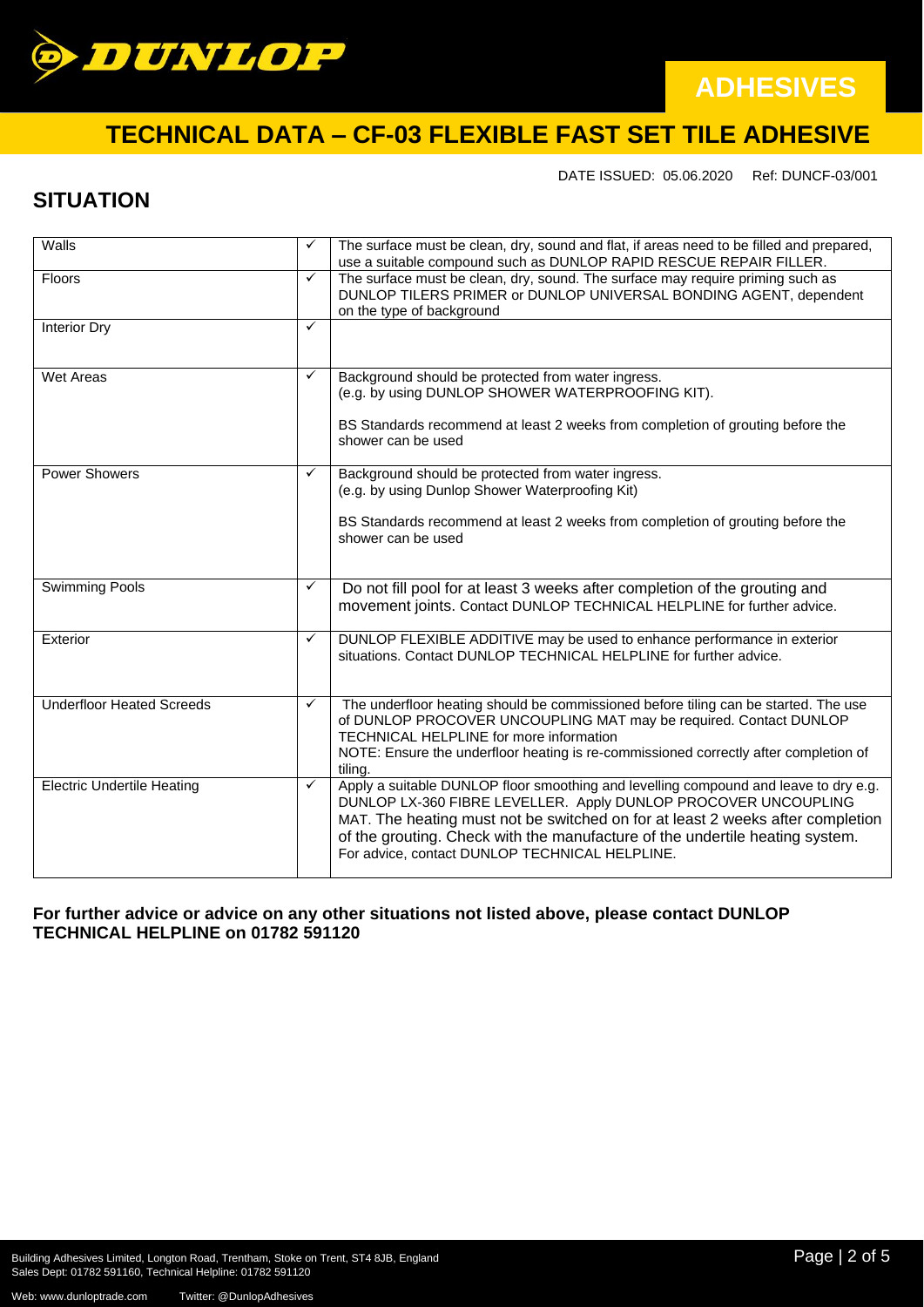# TECHNICAL DATA – CF-03 FLEXIBLE FAST SET TILE ADHESIVE

DATE ISSUED: 05.06.2020 Ref: DUNCF-03/001

## SITUATION

| Situation | | Notes |
|---|---|---|
| Walls | ✓ | The surface must be clean, dry, sound and flat, if areas need to be filled and prepared, use a suitable compound such as DUNLOP RAPID RESCUE REPAIR FILLER. |
| Floors | ✓ | The surface must be clean, dry, sound. The surface may require priming such as DUNLOP TILERS PRIMER or DUNLOP UNIVERSAL BONDING AGENT, dependent on the type of background |
| Interior Dry | ✓ | |
| Wet Areas | ✓ | Background should be protected from water ingress. (e.g. by using DUNLOP SHOWER WATERPROOFING KIT). <br><br> BS Standards recommend at least 2 weeks from completion of grouting before the shower can be used |
| Power Showers | ✓ | Background should be protected from water ingress. (e.g. by using Dunlop Shower Waterproofing Kit) <br><br> BS Standards recommend at least 2 weeks from completion of grouting before the shower can be used |
| Swimming Pools | ✓ | Do not fill pool for at least 3 weeks after completion of the grouting and movement joints. Contact DUNLOP TECHNICAL HELPLINE for further advice. |
| Exterior | ✓ | DUNLOP FLEXIBLE ADDITIVE may be used to enhance performance in exterior situations. Contact DUNLOP TECHNICAL HELPLINE for further advice. |
| Underfloor Heated Screeds | ✓ | The underfloor heating should be commissioned before tiling can be started. The use of DUNLOP PROCOVER UNCOUPLING MAT may be required. Contact DUNLOP TECHNICAL HELPLINE for more information <br> NOTE: Ensure the underfloor heating is re-commissioned correctly after completion of tiling. |
| Electric Undertile Heating | ✓ | Apply a suitable DUNLOP floor smoothing and levelling compound and leave to dry e.g. DUNLOP LX-360 FIBRE LEVELLER. Apply DUNLOP PROCOVER UNCOUPLING MAT. The heating must not be switched on for at least 2 weeks after completion of the grouting. Check with the manufacture of the undertile heating system. For advice, contact DUNLOP TECHNICAL HELPLINE. |

**For further advice or advice on any other situations not listed above, please contact DUNLOP TECHNICAL HELPLINE on 01782 591120**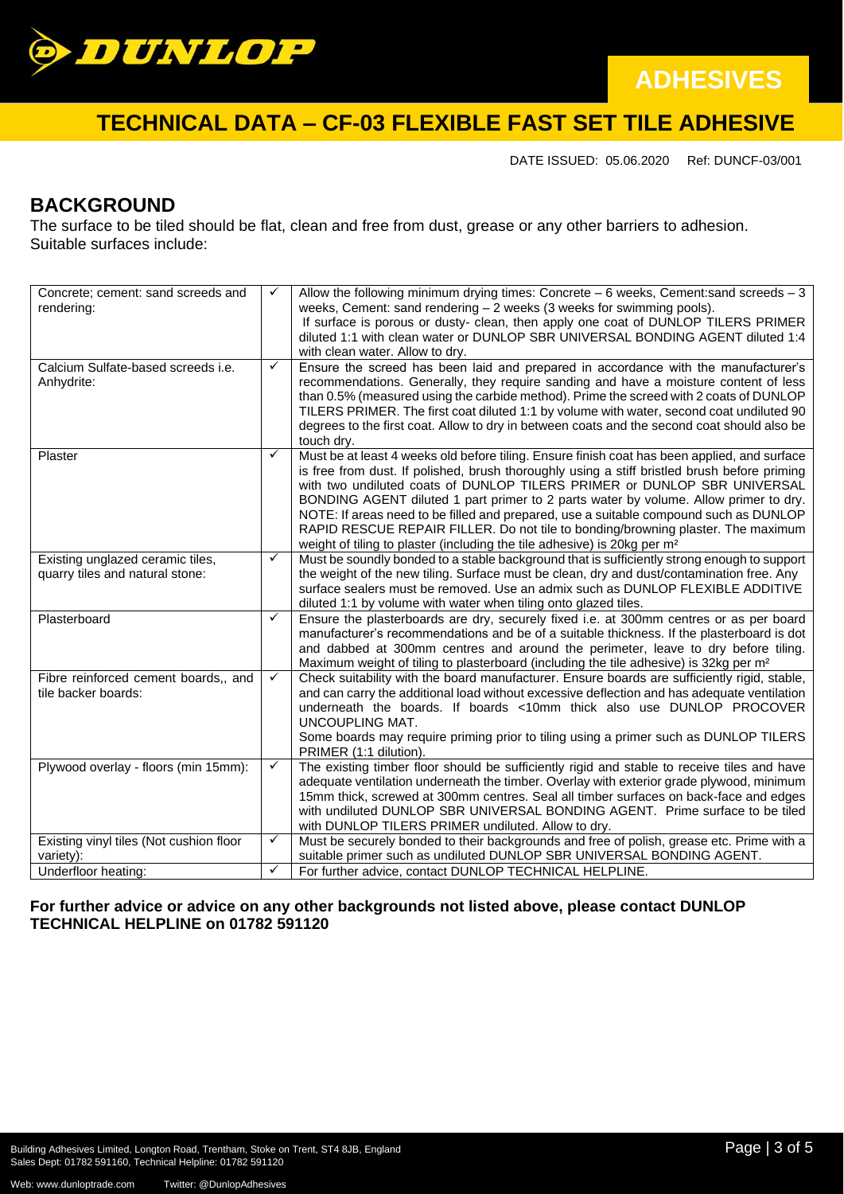# DUNLOP

# ADHESIVES

## TECHNICAL DATA – CF-03 FLEXIBLE FAST SET TILE ADHESIVE

DATE ISSUED: 05.06.2020 Ref: DUNCF-03/001

## BACKGROUND

The surface to be tiled should be flat, clean and free from dust, grease or any other barriers to adhesion.
Suitable surfaces include:

| | | |
|---|---|---|
| Concrete; cement: sand screeds and rendering: | ✓ | Allow the following minimum drying times: Concrete – 6 weeks, Cement:sand screeds – 3 weeks, Cement: sand rendering – 2 weeks (3 weeks for swimming pools). If surface is porous or dusty- clean, then apply one coat of DUNLOP TILERS PRIMER diluted 1:1 with clean water or DUNLOP SBR UNIVERSAL BONDING AGENT diluted 1:4 with clean water. Allow to dry. |
| Calcium Sulfate-based screeds i.e. Anhydrite: | ✓ | Ensure the screed has been laid and prepared in accordance with the manufacturer's recommendations. Generally, they require sanding and have a moisture content of less than 0.5% (measured using the carbide method). Prime the screed with 2 coats of DUNLOP TILERS PRIMER. The first coat diluted 1:1 by volume with water, second coat undiluted 90 degrees to the first coat. Allow to dry in between coats and the second coat should also be touch dry. |
| Plaster | ✓ | Must be at least 4 weeks old before tiling. Ensure finish coat has been applied, and surface is free from dust. If polished, brush thoroughly using a stiff bristled brush before priming with two undiluted coats of DUNLOP TILERS PRIMER or DUNLOP SBR UNIVERSAL BONDING AGENT diluted 1 part primer to 2 parts water by volume. Allow primer to dry. NOTE: If areas need to be filled and prepared, use a suitable compound such as DUNLOP RAPID RESCUE REPAIR FILLER. Do not tile to bonding/browning plaster. The maximum weight of tiling to plaster (including the tile adhesive) is 20kg per m² |
| Existing unglazed ceramic tiles, quarry tiles and natural stone: | ✓ | Must be soundly bonded to a stable background that is sufficiently strong enough to support the weight of the new tiling. Surface must be clean, dry and dust/contamination free. Any surface sealers must be removed. Use an admix such as DUNLOP FLEXIBLE ADDITIVE diluted 1:1 by volume with water when tiling onto glazed tiles. |
| Plasterboard | ✓ | Ensure the plasterboards are dry, securely fixed i.e. at 300mm centres or as per board manufacturer's recommendations and be of a suitable thickness. If the plasterboard is dot and dabbed at 300mm centres and around the perimeter, leave to dry before tiling. Maximum weight of tiling to plasterboard (including the tile adhesive) is 32kg per m² |
| Fibre reinforced cement boards,, and tile backer boards: | ✓ | Check suitability with the board manufacturer. Ensure boards are sufficiently rigid, stable, and can carry the additional load without excessive deflection and has adequate ventilation underneath the boards. If boards <10mm thick also use DUNLOP PROCOVER UNCOUPLING MAT. Some boards may require priming prior to tiling using a primer such as DUNLOP TILERS PRIMER (1:1 dilution). |
| Plywood overlay - floors (min 15mm): | ✓ | The existing timber floor should be sufficiently rigid and stable to receive tiles and have adequate ventilation underneath the timber. Overlay with exterior grade plywood, minimum 15mm thick, screwed at 300mm centres. Seal all timber surfaces on back-face and edges with undiluted DUNLOP SBR UNIVERSAL BONDING AGENT. Prime surface to be tiled with DUNLOP TILERS PRIMER undiluted. Allow to dry. |
| Existing vinyl tiles (Not cushion floor variety): | ✓ | Must be securely bonded to their backgrounds and free of polish, grease etc. Prime with a suitable primer such as undiluted DUNLOP SBR UNIVERSAL BONDING AGENT. |
| Underfloor heating: | ✓ | For further advice, contact DUNLOP TECHNICAL HELPLINE. |

**For further advice or advice on any other backgrounds not listed above, please contact DUNLOP TECHNICAL HELPLINE on 01782 591120**

Building Adhesives Limited, Longton Road, Trentham, Stoke on Trent, ST4 8JB, England
Sales Dept: 01782 591160, Technical Helpline: 01782 591120

Web: www.dunloptrade.com Twitter: @DunlopAdhesives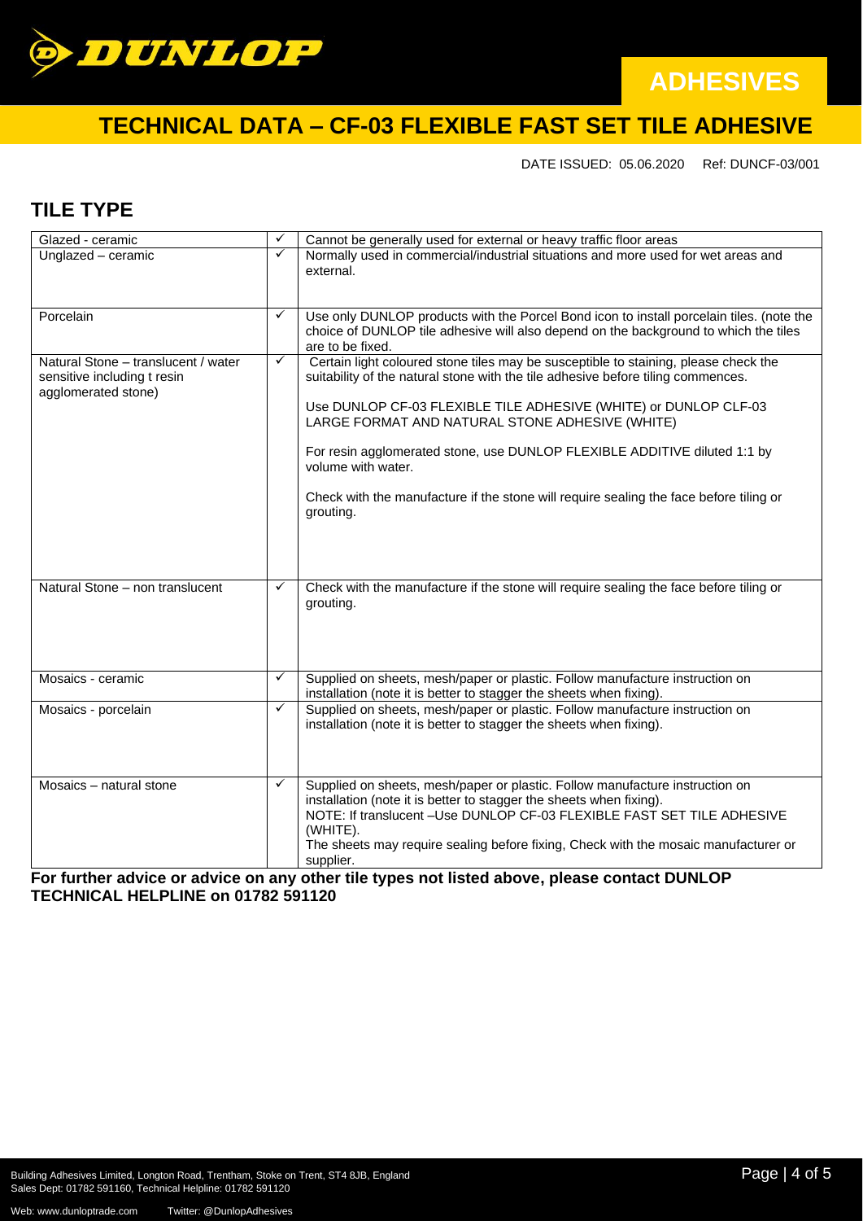# TECHNICAL DATA – CF-03 FLEXIBLE FAST SET TILE ADHESIVE

DATE ISSUED: 05.06.2020 Ref: DUNCF-03/001

## TILE TYPE

| | | |
|---|---|---|
| Glazed - ceramic | ✓ | Cannot be generally used for external or heavy traffic floor areas |
| Unglazed – ceramic | ✓ | Normally used in commercial/industrial situations and more used for wet areas and external. |
| Porcelain | ✓ | Use only DUNLOP products with the Porcel Bond icon to install porcelain tiles. (note the choice of DUNLOP tile adhesive will also depend on the background to which the tiles are to be fixed. |
| Natural Stone – translucent / water sensitive including t resin agglomerated stone) | ✓ | Certain light coloured stone tiles may be susceptible to staining, please check the suitability of the natural stone with the tile adhesive before tiling commences.<br><br>Use DUNLOP CF-03 FLEXIBLE TILE ADHESIVE (WHITE) or DUNLOP CLF-03 LARGE FORMAT AND NATURAL STONE ADHESIVE (WHITE)<br><br>For resin agglomerated stone, use DUNLOP FLEXIBLE ADDITIVE diluted 1:1 by volume with water.<br><br>Check with the manufacture if the stone will require sealing the face before tiling or grouting. |
| Natural Stone – non translucent | ✓ | Check with the manufacture if the stone will require sealing the face before tiling or grouting. |
| Mosaics - ceramic | ✓ | Supplied on sheets, mesh/paper or plastic. Follow manufacture instruction on installation (note it is better to stagger the sheets when fixing). |
| Mosaics - porcelain | ✓ | Supplied on sheets, mesh/paper or plastic. Follow manufacture instruction on installation (note it is better to stagger the sheets when fixing). |
| Mosaics – natural stone | ✓ | Supplied on sheets, mesh/paper or plastic. Follow manufacture instruction on installation (note it is better to stagger the sheets when fixing).<br>NOTE: If translucent –Use DUNLOP CF-03 FLEXIBLE FAST SET TILE ADHESIVE (WHITE).<br>The sheets may require sealing before fixing, Check with the mosaic manufacturer or supplier. |

**For further advice or advice on any other tile types not listed above, please contact DUNLOP TECHNICAL HELPLINE on 01782 591120**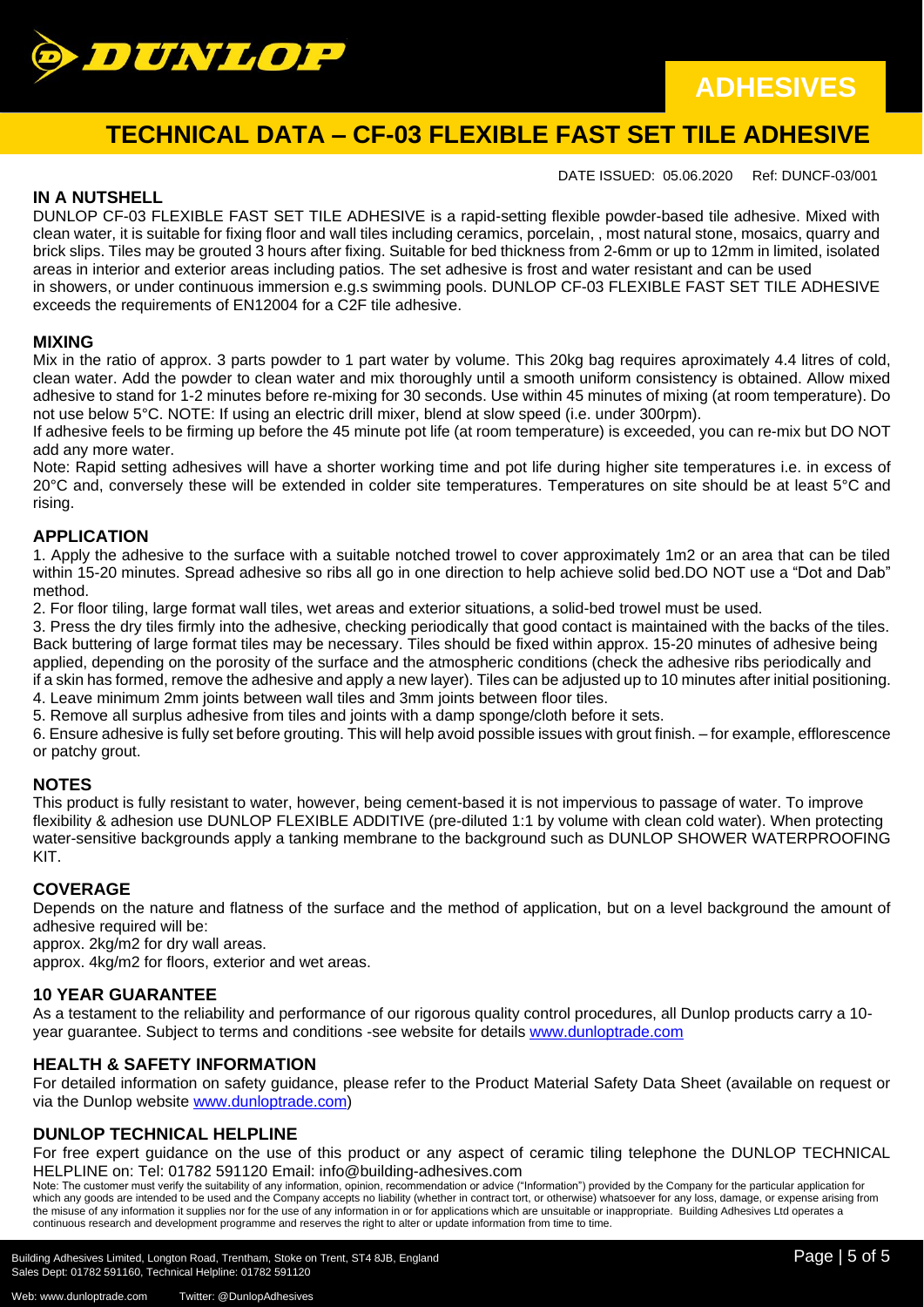DUNLOP

ADHESIVES

# TECHNICAL DATA – CF-03 FLEXIBLE FAST SET TILE ADHESIVE

DATE ISSUED: 05.06.2020 Ref: DUNCF-03/001

## IN A NUTSHELL

DUNLOP CF-03 FLEXIBLE FAST SET TILE ADHESIVE is a rapid-setting flexible powder-based tile adhesive. Mixed with clean water, it is suitable for fixing floor and wall tiles including ceramics, porcelain, , most natural stone, mosaics, quarry and brick slips. Tiles may be grouted 3 hours after fixing. Suitable for bed thickness from 2-6mm or up to 12mm in limited, isolated areas in interior and exterior areas including patios. The set adhesive is frost and water resistant and can be used in showers, or under continuous immersion e.g.s swimming pools. DUNLOP CF-03 FLEXIBLE FAST SET TILE ADHESIVE exceeds the requirements of EN12004 for a C2F tile adhesive.

## MIXING

Mix in the ratio of approx. 3 parts powder to 1 part water by volume. This 20kg bag requires aproximately 4.4 litres of cold, clean water. Add the powder to clean water and mix thoroughly until a smooth uniform consistency is obtained. Allow mixed adhesive to stand for 1-2 minutes before re-mixing for 30 seconds. Use within 45 minutes of mixing (at room temperature). Do not use below 5°C. NOTE: If using an electric drill mixer, blend at slow speed (i.e. under 300rpm).

If adhesive feels to be firming up before the 45 minute pot life (at room temperature) is exceeded, you can re-mix but DO NOT add any more water.

Note: Rapid setting adhesives will have a shorter working time and pot life during higher site temperatures i.e. in excess of 20°C and, conversely these will be extended in colder site temperatures. Temperatures on site should be at least 5°C and rising.

## APPLICATION

1. Apply the adhesive to the surface with a suitable notched trowel to cover approximately 1m2 or an area that can be tiled within 15-20 minutes. Spread adhesive so ribs all go in one direction to help achieve solid bed.DO NOT use a "Dot and Dab" method.
2. For floor tiling, large format wall tiles, wet areas and exterior situations, a solid-bed trowel must be used.
3. Press the dry tiles firmly into the adhesive, checking periodically that good contact is maintained with the backs of the tiles. Back buttering of large format tiles may be necessary. Tiles should be fixed within approx. 15-20 minutes of adhesive being applied, depending on the porosity of the surface and the atmospheric conditions (check the adhesive ribs periodically and if a skin has formed, remove the adhesive and apply a new layer). Tiles can be adjusted up to 10 minutes after initial positioning.
4. Leave minimum 2mm joints between wall tiles and 3mm joints between floor tiles.
5. Remove all surplus adhesive from tiles and joints with a damp sponge/cloth before it sets.
6. Ensure adhesive is fully set before grouting. This will help avoid possible issues with grout finish. – for example, efflorescence or patchy grout.

## NOTES

This product is fully resistant to water, however, being cement-based it is not impervious to passage of water. To improve flexibility & adhesion use DUNLOP FLEXIBLE ADDITIVE (pre-diluted 1:1 by volume with clean cold water). When protecting water-sensitive backgrounds apply a tanking membrane to the background such as DUNLOP SHOWER WATERPROOFING KIT.

## COVERAGE

Depends on the nature and flatness of the surface and the method of application, but on a level background the amount of adhesive required will be:

approx. 2kg/m2 for dry wall areas.

approx. 4kg/m2 for floors, exterior and wet areas.

## 10 YEAR GUARANTEE

As a testament to the reliability and performance of our rigorous quality control procedures, all Dunlop products carry a 10-year guarantee. Subject to terms and conditions -see website for details www.dunloptrade.com

## HEALTH & SAFETY INFORMATION

For detailed information on safety guidance, please refer to the Product Material Safety Data Sheet (available on request or via the Dunlop website www.dunloptrade.com)

## DUNLOP TECHNICAL HELPLINE

For free expert guidance on the use of this product or any aspect of ceramic tiling telephone the DUNLOP TECHNICAL HELPLINE on: Tel: 01782 591120 Email: info@building-adhesives.com

Note: The customer must verify the suitability of any information, opinion, recommendation or advice ("Information") provided by the Company for the particular application for which any goods are intended to be used and the Company accepts no liability (whether in contract tort, or otherwise) whatsoever for any loss, damage, or expense arising from the misuse of any information it supplies nor for the use of any information in or for applications which are unsuitable or inappropriate. Building Adhesives Ltd operates a continuous research and development programme and reserves the right to alter or update information from time to time.

Building Adhesives Limited, Longton Road, Trentham, Stoke on Trent, ST4 8JB, England
Sales Dept: 01782 591160, Technical Helpline: 01782 591120

Web: www.dunloptrade.com Twitter: @DunlopAdhesives